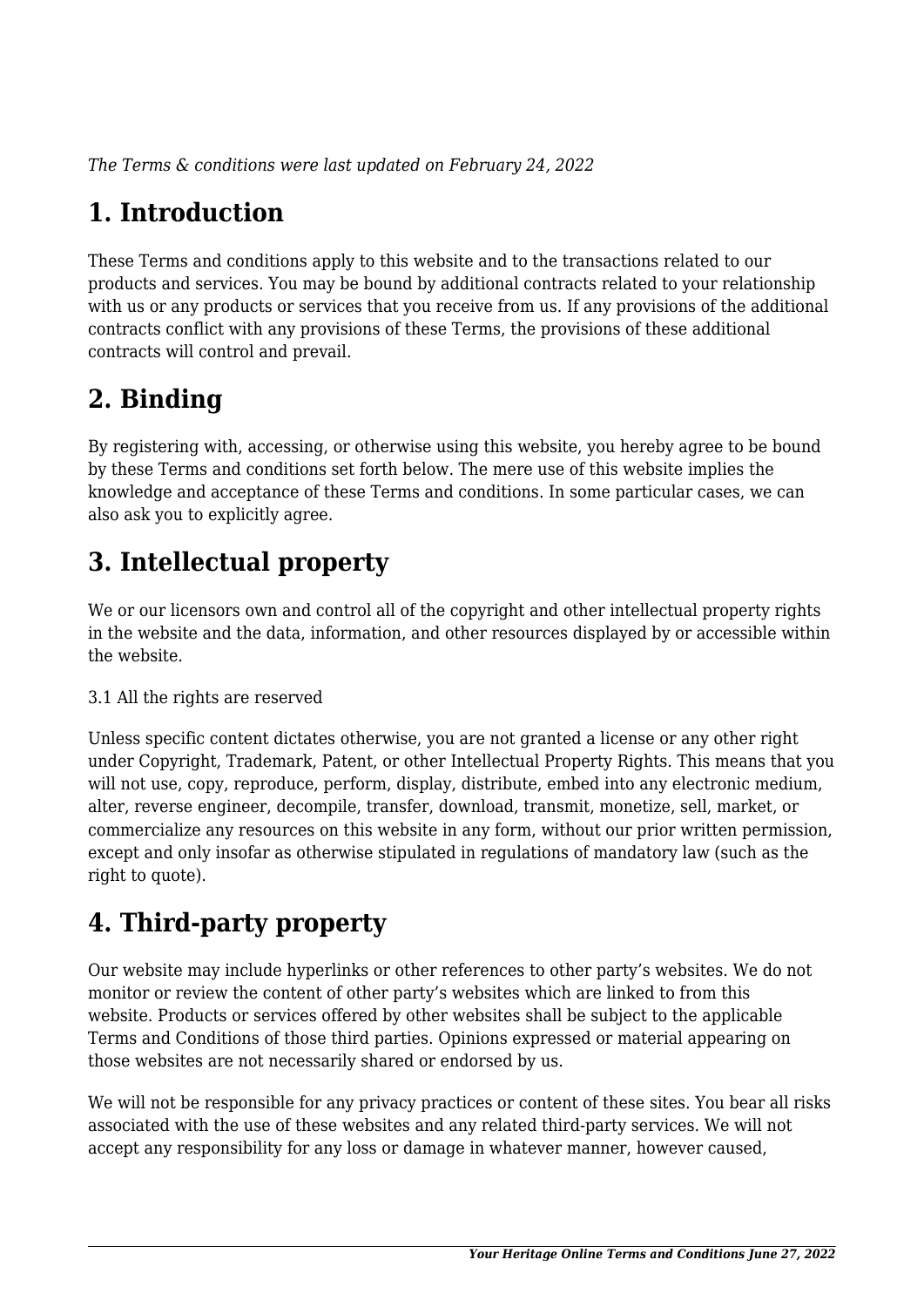*The Terms & conditions were last updated on February 24, 2022*

# 1. Introduction

These Terms and conditions apply to this website and to the transactions related to our products and services. You may be bound by additional contracts related to your relationship with us or any products or services that you receive from us. If any provisions of the additional contracts conflict with any provisions of these Terms, the provisions of these additional contracts will control and prevail.

# 2. Binding

By registering with, accessing, or otherwise using this website, you hereby agree to be bound by these Terms and conditions set forth below. The mere use of this website implies the knowledge and acceptance of these Terms and conditions. In some particular cases, we can also ask you to explicitly agree.

# 3. Intellectual property

We or our licensors own and control all of the copyright and other intellectual property rights in the website and the data, information, and other resources displayed by or accessible within the website.

3.1 All the rights are reserved

Unless specific content dictates otherwise, you are not granted a license or any other right under Copyright, Trademark, Patent, or other Intellectual Property Rights. This means that you will not use, copy, reproduce, perform, display, distribute, embed into any electronic medium, alter, reverse engineer, decompile, transfer, download, transmit, monetize, sell, market, or commercialize any resources on this website in any form, without our prior written permission, except and only insofar as otherwise stipulated in regulations of mandatory law (such as the right to quote).

# 4. Third-party property

Our website may include hyperlinks or other references to other party's websites. We do not monitor or review the content of other party's websites which are linked to from this website. Products or services offered by other websites shall be subject to the applicable Terms and Conditions of those third parties. Opinions expressed or material appearing on those websites are not necessarily shared or endorsed by us.

We will not be responsible for any privacy practices or content of these sites. You bear all risks associated with the use of these websites and any related third-party services. We will not accept any responsibility for any loss or damage in whatever manner, however caused,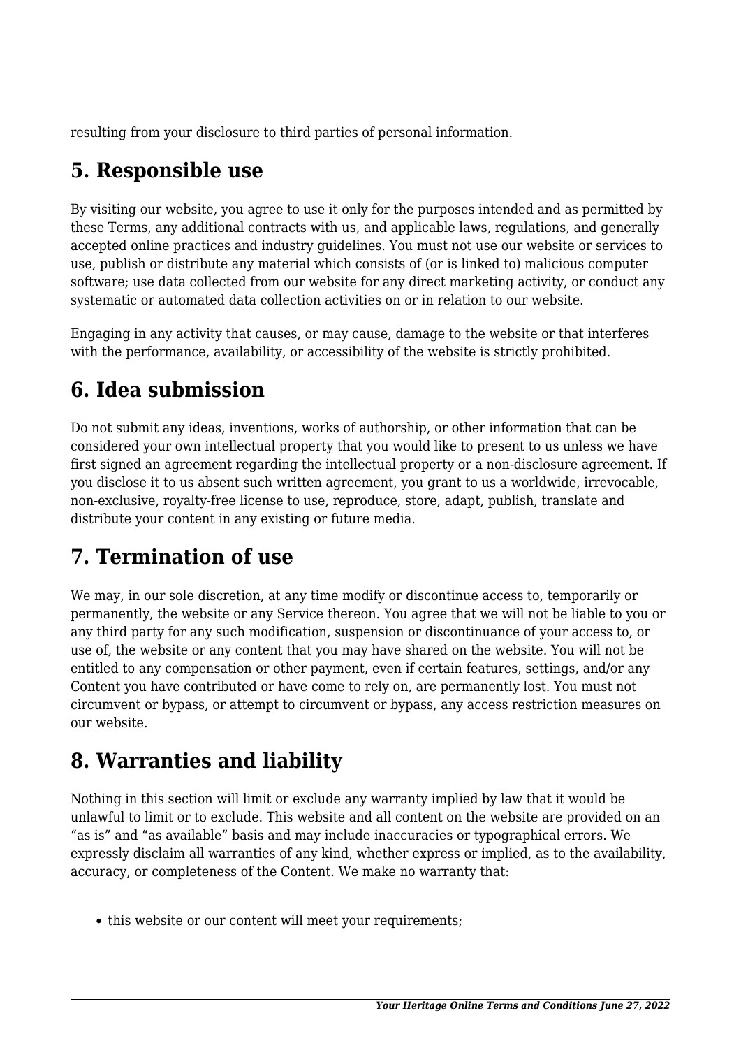resulting from your disclosure to third parties of personal information.

## 5. Responsible use

By visiting our website, you agree to use it only for the purposes intended and as permitted by these Terms, any additional contracts with us, and applicable laws, regulations, and generally accepted online practices and industry guidelines. You must not use our website or services to use, publish or distribute any material which consists of (or is linked to) malicious computer software; use data collected from our website for any direct marketing activity, or conduct any systematic or automated data collection activities on or in relation to our website.

Engaging in any activity that causes, or may cause, damage to the website or that interferes with the performance, availability, or accessibility of the website is strictly prohibited.

## 6. Idea submission

Do not submit any ideas, inventions, works of authorship, or other information that can be considered your own intellectual property that you would like to present to us unless we have first signed an agreement regarding the intellectual property or a non-disclosure agreement. If you disclose it to us absent such written agreement, you grant to us a worldwide, irrevocable, non-exclusive, royalty-free license to use, reproduce, store, adapt, publish, translate and distribute your content in any existing or future media.

## 7. Termination of use

We may, in our sole discretion, at any time modify or discontinue access to, temporarily or permanently, the website or any Service thereon. You agree that we will not be liable to you or any third party for any such modification, suspension or discontinuance of your access to, or use of, the website or any content that you may have shared on the website. You will not be entitled to any compensation or other payment, even if certain features, settings, and/or any Content you have contributed or have come to rely on, are permanently lost. You must not circumvent or bypass, or attempt to circumvent or bypass, any access restriction measures on our website.

## 8. Warranties and liability

Nothing in this section will limit or exclude any warranty implied by law that it would be unlawful to limit or to exclude. This website and all content on the website are provided on an “as is” and “as available” basis and may include inaccuracies or typographical errors. We expressly disclaim all warranties of any kind, whether express or implied, as to the availability, accuracy, or completeness of the Content. We make no warranty that:

- this website or our content will meet your requirements;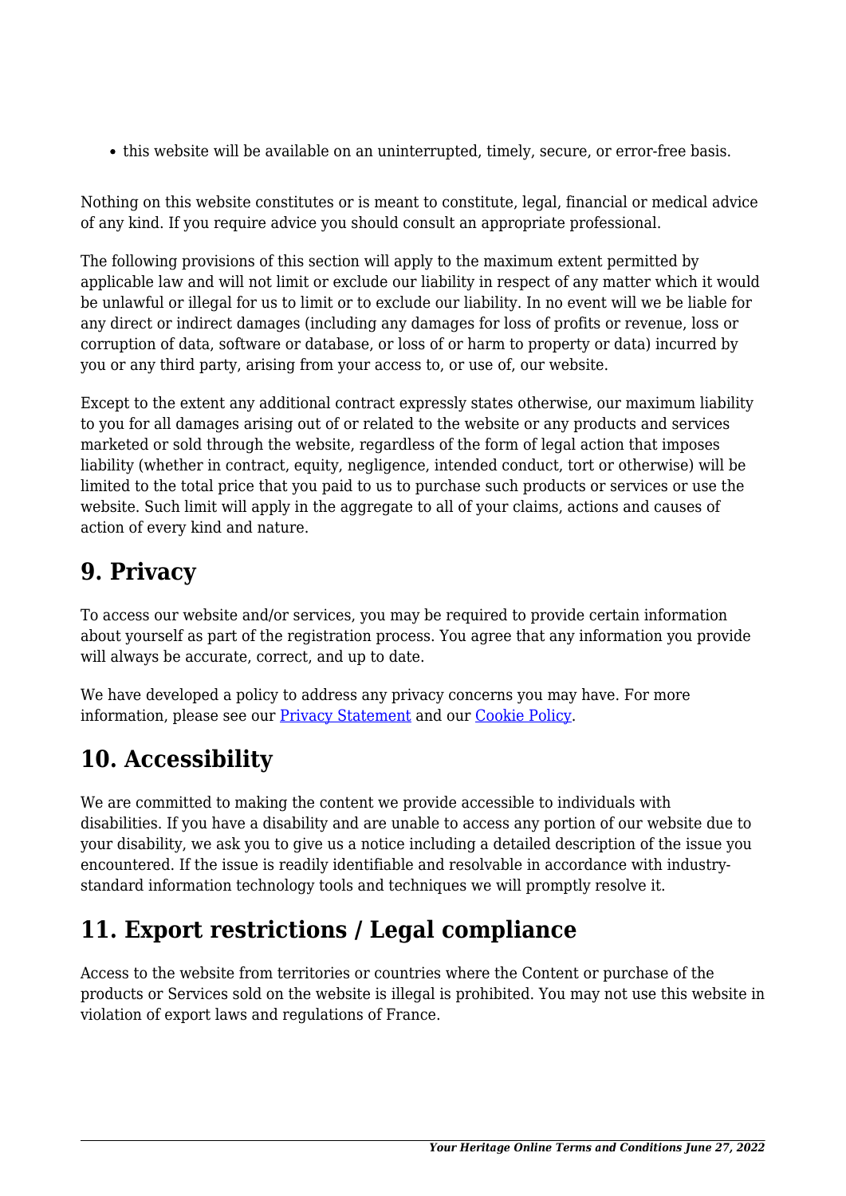- this website will be available on an uninterrupted, timely, secure, or error-free basis.

Nothing on this website constitutes or is meant to constitute, legal, financial or medical advice of any kind. If you require advice you should consult an appropriate professional.

The following provisions of this section will apply to the maximum extent permitted by applicable law and will not limit or exclude our liability in respect of any matter which it would be unlawful or illegal for us to limit or to exclude our liability. In no event will we be liable for any direct or indirect damages (including any damages for loss of profits or revenue, loss or corruption of data, software or database, or loss of or harm to property or data) incurred by you or any third party, arising from your access to, or use of, our website.

Except to the extent any additional contract expressly states otherwise, our maximum liability to you for all damages arising out of or related to the website or any products and services marketed or sold through the website, regardless of the form of legal action that imposes liability (whether in contract, equity, negligence, intended conduct, tort or otherwise) will be limited to the total price that you paid to us to purchase such products or services or use the website. Such limit will apply in the aggregate to all of your claims, actions and causes of action of every kind and nature.

## 9. Privacy

To access our website and/or services, you may be required to provide certain information about yourself as part of the registration process. You agree that any information you provide will always be accurate, correct, and up to date.

We have developed a policy to address any privacy concerns you may have. For more information, please see our [Privacy Statement] and our [Cookie Policy].

## 10. Accessibility

We are committed to making the content we provide accessible to individuals with disabilities. If you have a disability and are unable to access any portion of our website due to your disability, we ask you to give us a notice including a detailed description of the issue you encountered. If the issue is readily identifiable and resolvable in accordance with industry-standard information technology tools and techniques we will promptly resolve it.

## 11. Export restrictions / Legal compliance

Access to the website from territories or countries where the Content or purchase of the products or Services sold on the website is illegal is prohibited. You may not use this website in violation of export laws and regulations of France.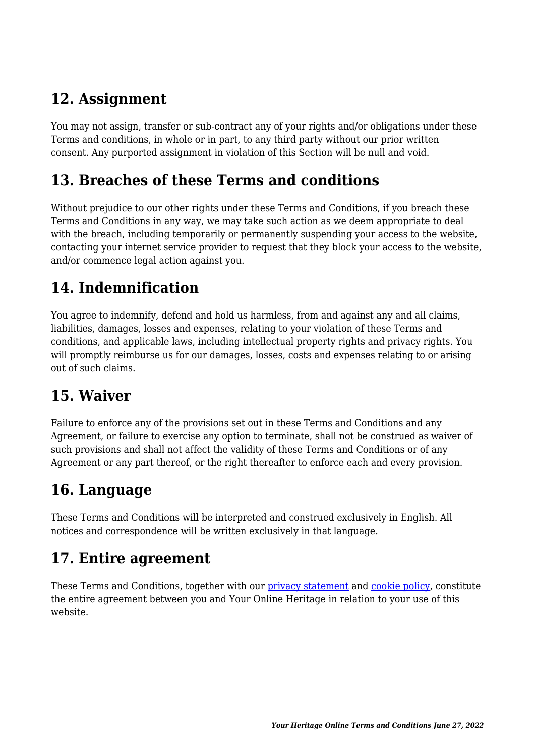## 12. Assignment

You may not assign, transfer or sub-contract any of your rights and/or obligations under these Terms and conditions, in whole or in part, to any third party without our prior written consent. Any purported assignment in violation of this Section will be null and void.

## 13. Breaches of these Terms and conditions

Without prejudice to our other rights under these Terms and Conditions, if you breach these Terms and Conditions in any way, we may take such action as we deem appropriate to deal with the breach, including temporarily or permanently suspending your access to the website, contacting your internet service provider to request that they block your access to the website, and/or commence legal action against you.

## 14. Indemnification

You agree to indemnify, defend and hold us harmless, from and against any and all claims, liabilities, damages, losses and expenses, relating to your violation of these Terms and conditions, and applicable laws, including intellectual property rights and privacy rights. You will promptly reimburse us for our damages, losses, costs and expenses relating to or arising out of such claims.

## 15. Waiver

Failure to enforce any of the provisions set out in these Terms and Conditions and any Agreement, or failure to exercise any option to terminate, shall not be construed as waiver of such provisions and shall not affect the validity of these Terms and Conditions or of any Agreement or any part thereof, or the right thereafter to enforce each and every provision.

## 16. Language

These Terms and Conditions will be interpreted and construed exclusively in English. All notices and correspondence will be written exclusively in that language.

## 17. Entire agreement

These Terms and Conditions, together with our privacy statement and cookie policy, constitute the entire agreement between you and Your Online Heritage in relation to your use of this website.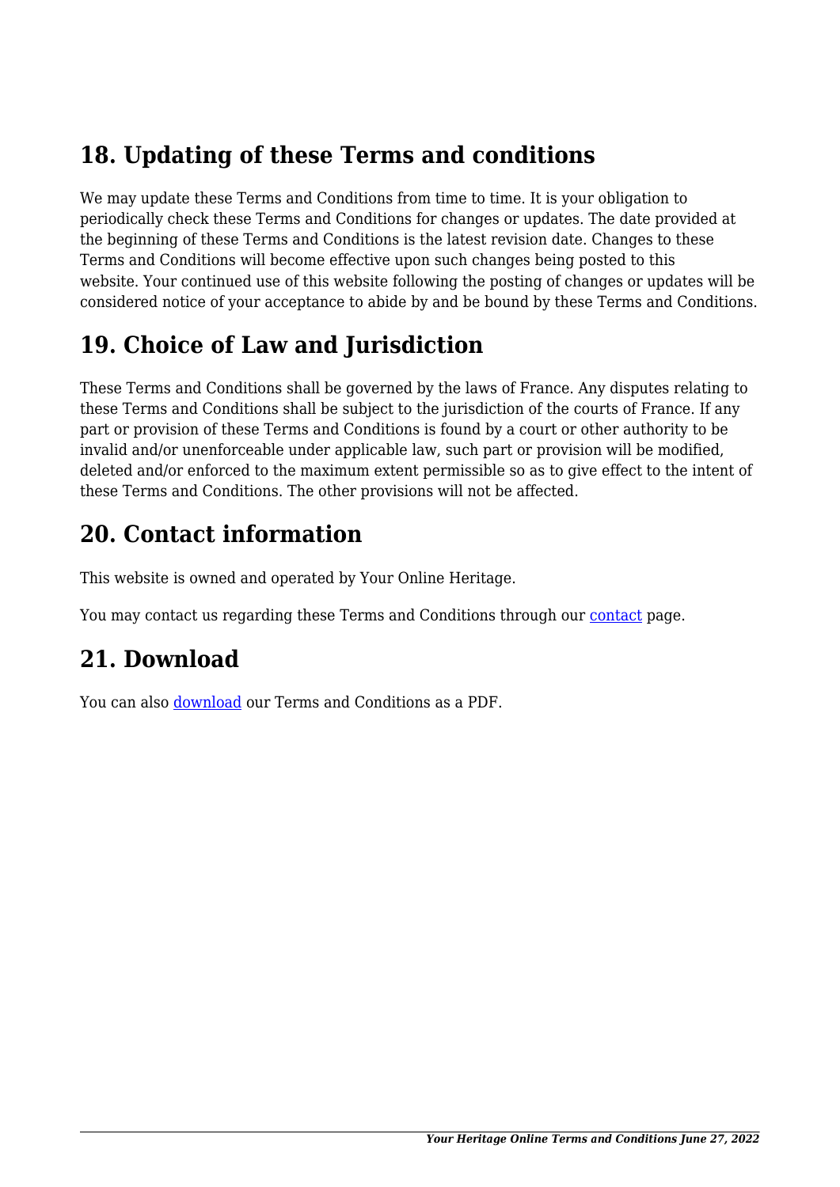## 18. Updating of these Terms and conditions

We may update these Terms and Conditions from time to time. It is your obligation to periodically check these Terms and Conditions for changes or updates. The date provided at the beginning of these Terms and Conditions is the latest revision date. Changes to these Terms and Conditions will become effective upon such changes being posted to this website. Your continued use of this website following the posting of changes or updates will be considered notice of your acceptance to abide by and be bound by these Terms and Conditions.

## 19. Choice of Law and Jurisdiction

These Terms and Conditions shall be governed by the laws of France. Any disputes relating to these Terms and Conditions shall be subject to the jurisdiction of the courts of France. If any part or provision of these Terms and Conditions is found by a court or other authority to be invalid and/or unenforceable under applicable law, such part or provision will be modified, deleted and/or enforced to the maximum extent permissible so as to give effect to the intent of these Terms and Conditions. The other provisions will not be affected.

## 20. Contact information

This website is owned and operated by Your Online Heritage.

You may contact us regarding these Terms and Conditions through our contact page.

## 21. Download

You can also download our Terms and Conditions as a PDF.